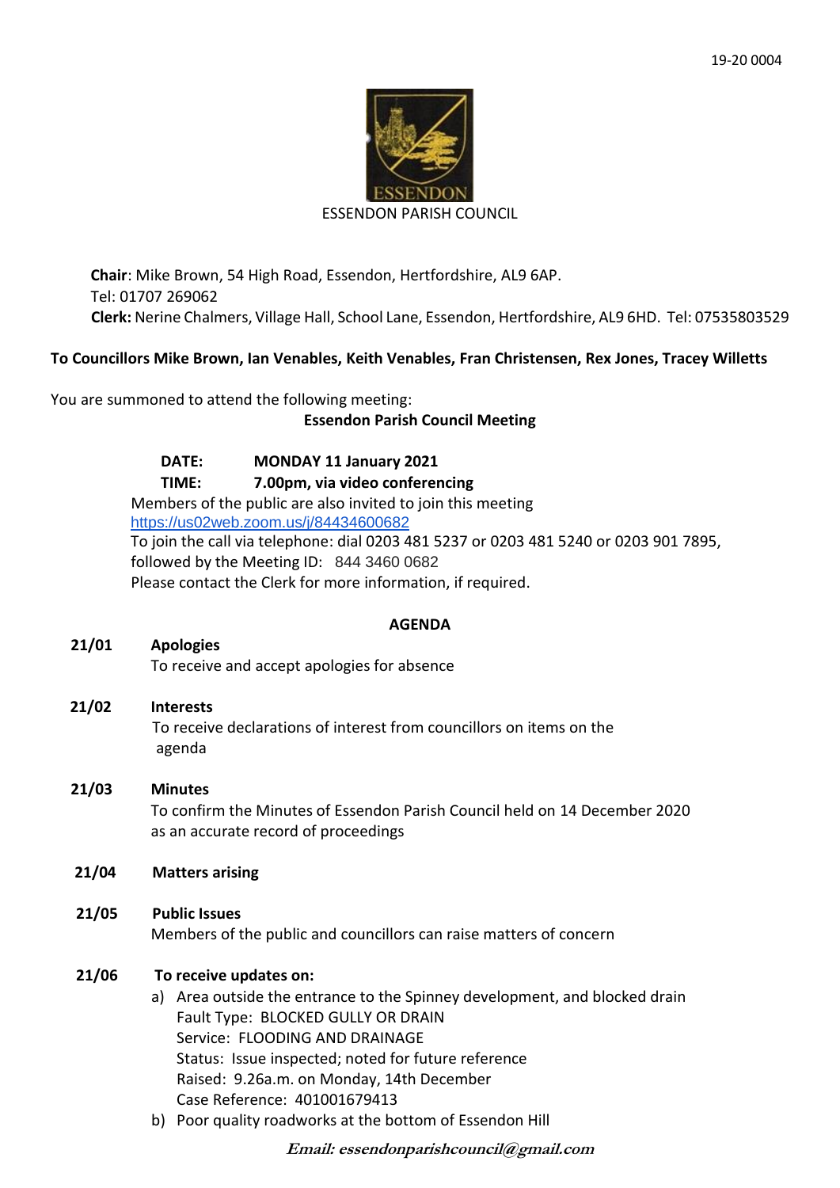19-20 0004

ESSENDON PARISH COUNCIL

**Chair**: Mike Brown, 54 High Road, Essendon, Hertfordshire, AL9 6AP.
Tel: 01707 269062
**Clerk:** Nerine Chalmers, Village Hall, School Lane, Essendon, Hertfordshire, AL9 6HD. Tel: 07535803529

**To Councillors Mike Brown, Ian Venables, Keith Venables, Fran Christensen, Rex Jones, Tracey Willetts**

You are summoned to attend the following meeting:

**Essendon Parish Council Meeting**

**DATE: MONDAY 11 January 2021**
**TIME: 7.00pm, via video conferencing**

Members of the public are also invited to join this meeting
https://us02web.zoom.us/j/84434600682
To join the call via telephone: dial 0203 481 5237 or 0203 481 5240 or 0203 901 7895, followed by the Meeting ID: 844 3460 0682
Please contact the Clerk for more information, if required.

## AGENDA

**21/01 Apologies**
To receive and accept apologies for absence

**21/02 Interests**
To receive declarations of interest from councillors on items on the agenda

**21/03 Minutes**
To confirm the Minutes of Essendon Parish Council held on 14 December 2020 as an accurate record of proceedings

**21/04 Matters arising**

**21/05 Public Issues**
Members of the public and councillors can raise matters of concern

**21/06 To receive updates on:**

a) Area outside the entrance to the Spinney development, and blocked drain
   Fault Type: BLOCKED GULLY OR DRAIN
   Service: FLOODING AND DRAINAGE
   Status: Issue inspected; noted for future reference
   Raised: 9.26a.m. on Monday, 14th December
   Case Reference: 401001679413
b) Poor quality roadworks at the bottom of Essendon Hill

***Email: essendonparishcouncil@gmail.com***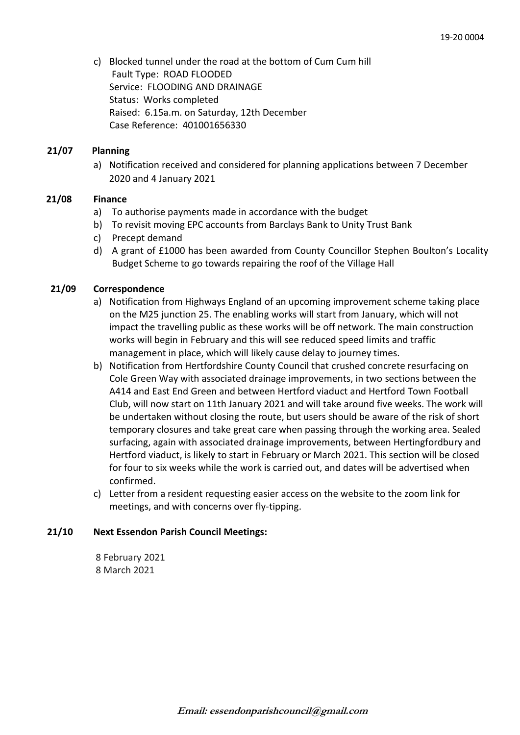c) Blocked tunnel under the road at the bottom of Cum Cum hill
   Fault Type: ROAD FLOODED
   Service: FLOODING AND DRAINAGE
   Status: Works completed
   Raised: 6.15a.m. on Saturday, 12th December
   Case Reference: 401001656330

**21/07 Planning**

a) Notification received and considered for planning applications between 7 December 2020 and 4 January 2021

**21/08 Finance**

a) To authorise payments made in accordance with the budget
b) To revisit moving EPC accounts from Barclays Bank to Unity Trust Bank
c) Precept demand
d) A grant of £1000 has been awarded from County Councillor Stephen Boulton's Locality Budget Scheme to go towards repairing the roof of the Village Hall

**21/09 Correspondence**

a) Notification from Highways England of an upcoming improvement scheme taking place on the M25 junction 25. The enabling works will start from January, which will not impact the travelling public as these works will be off network. The main construction works will begin in February and this will see reduced speed limits and traffic management in place, which will likely cause delay to journey times.
b) Notification from Hertfordshire County Council that crushed concrete resurfacing on Cole Green Way with associated drainage improvements, in two sections between the A414 and East End Green and between Hertford viaduct and Hertford Town Football Club, will now start on 11th January 2021 and will take around five weeks. The work will be undertaken without closing the route, but users should be aware of the risk of short temporary closures and take great care when passing through the working area. Sealed surfacing, again with associated drainage improvements, between Hertingfordbury and Hertford viaduct, is likely to start in February or March 2021. This section will be closed for four to six weeks while the work is carried out, and dates will be advertised when confirmed.
c) Letter from a resident requesting easier access on the website to the zoom link for meetings, and with concerns over fly-tipping.

**21/10 Next Essendon Parish Council Meetings:**

8 February 2021
8 March 2021